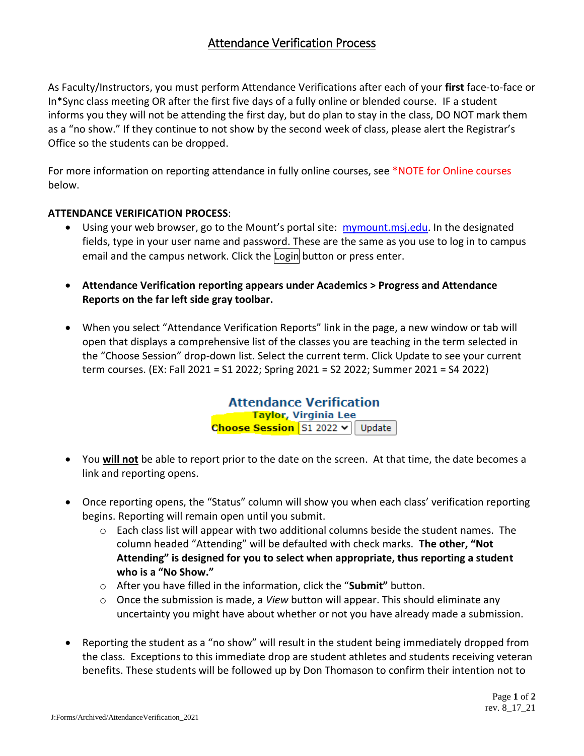# Attendance Verification Process

As Faculty/Instructors, you must perform Attendance Verifications after each of your **first** face-to-face or In*Sync class meeting OR after the first five days of a fully online or blended course. IF a student informs you they will not be attending the first day, but do plan to stay in the class, DO NOT mark them as a "no show." If they continue to not show by the second week of class, please alert the Registrar's Office so the students can be dropped.

For more information on reporting attendance in fully online courses, see *NOTE for Online courses below.

**ATTENDANCE VERIFICATION PROCESS**:

- Using your web browser, go to the Mount's portal site: [mymount.msj.edu](mymount.msj.edu). In the designated fields, type in your user name and password. These are the same as you use to log in to campus email and the campus network. Click the Login button or press enter.

- **Attendance Verification reporting appears under Academics > Progress and Attendance Reports on the far left side gray toolbar.**

- When you select "Attendance Verification Reports" link in the page, a new window or tab will open that displays a comprehensive list of the classes you are teaching in the term selected in the "Choose Session" drop-down list. Select the current term. Click Update to see your current term courses. (EX: Fall 2021 = S1 2022; Spring 2021 = S2 2022; Summer 2021 = S4 2022)

  **Attendance Verification**
  **Taylor, Virginia Lee**
  **Choose Session** S1 2022 Update

- You **will not** be able to report prior to the date on the screen. At that time, the date becomes a link and reporting opens.

- Once reporting opens, the "Status" column will show you when each class' verification reporting begins. Reporting will remain open until you submit.
  - Each class list will appear with two additional columns beside the student names. The column headed "Attending" will be defaulted with check marks. **The other, "Not Attending" is designed for you to select when appropriate, thus reporting a student who is a "No Show."**
  - After you have filled in the information, click the "**Submit**" button.
  - Once the submission is made, a *View* button will appear. This should eliminate any uncertainty you might have about whether or not you have already made a submission.

- Reporting the student as a "no show" will result in the student being immediately dropped from the class. Exceptions to this immediate drop are student athletes and students receiving veteran benefits. These students will be followed up by Don Thomason to confirm their intention not to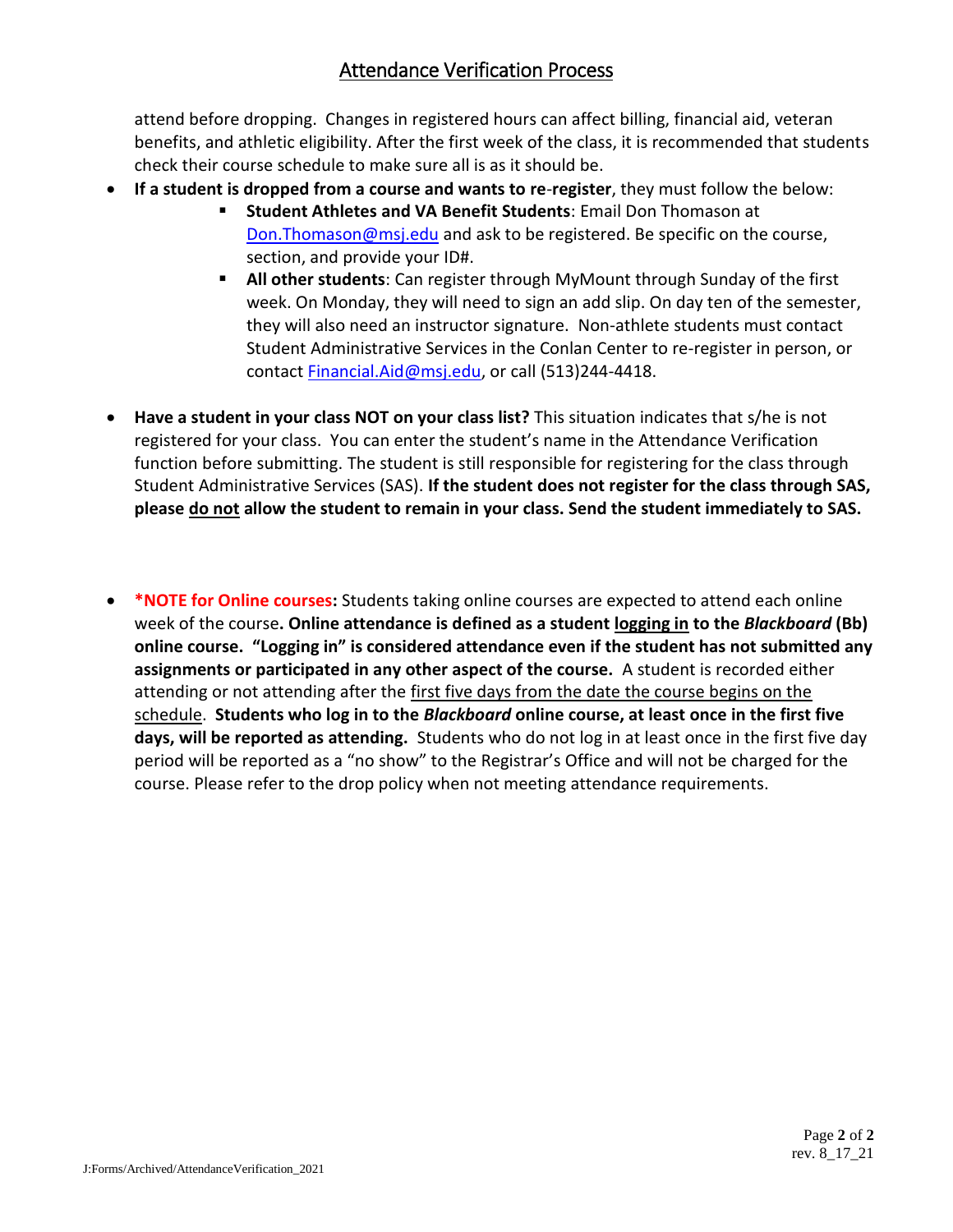attend before dropping. Changes in registered hours can affect billing, financial aid, veteran benefits, and athletic eligibility. After the first week of the class, it is recommended that students check their course schedule to make sure all is as it should be.

- **If a student is dropped from a course and wants to re-register**, they must follow the below:
  - **Student Athletes and VA Benefit Students**: Email Don Thomason at Don.Thomason@msj.edu and ask to be registered. Be specific on the course, section, and provide your ID#.
  - **All other students**: Can register through MyMount through Sunday of the first week. On Monday, they will need to sign an add slip. On day ten of the semester, they will also need an instructor signature. Non-athlete students must contact Student Administrative Services in the Conlan Center to re-register in person, or contact Financial.Aid@msj.edu, or call (513)244-4418.

- **Have a student in your class NOT on your class list?** This situation indicates that s/he is not registered for your class. You can enter the student's name in the Attendance Verification function before submitting. The student is still responsible for registering for the class through Student Administrative Services (SAS). **If the student does not register for the class through SAS, please do not allow the student to remain in your class. Send the student immediately to SAS.**

- **\*NOTE for Online courses:** Students taking online courses are expected to attend each online week of the course**. Online attendance is defined as a student logging in to the *Blackboard* (Bb) online course. "Logging in" is considered attendance even if the student has not submitted any assignments or participated in any other aspect of the course.** A student is recorded either attending or not attending after the first five days from the date the course begins on the schedule. **Students who log in to the *Blackboard* online course, at least once in the first five days, will be reported as attending.** Students who do not log in at least once in the first five day period will be reported as a "no show" to the Registrar's Office and will not be charged for the course. Please refer to the drop policy when not meeting attendance requirements.

rev. 8_17_21

J:Forms/Archived/AttendanceVerification_2021